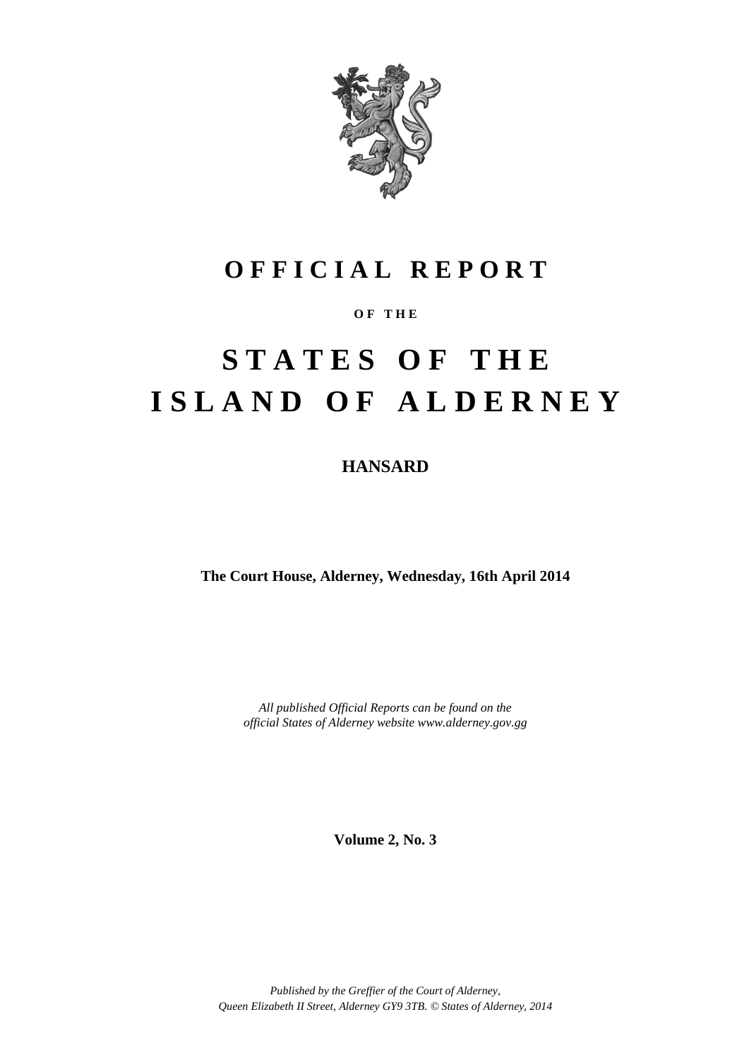# OFFICIAL REPORT

**OF THE**

# STATES OF THE ISLAND OF ALDERNEY

## HANSARD

**The Court House, Alderney, Wednesday, 16th April 2014**

*All published Official Reports can be found on the official States of Alderney website www.alderney.gov.gg*

**Volume 2, No. 3**

*Published by the Greffier of the Court of Alderney, Queen Elizabeth II Street, Alderney GY9 3TB. © States of Alderney, 2014*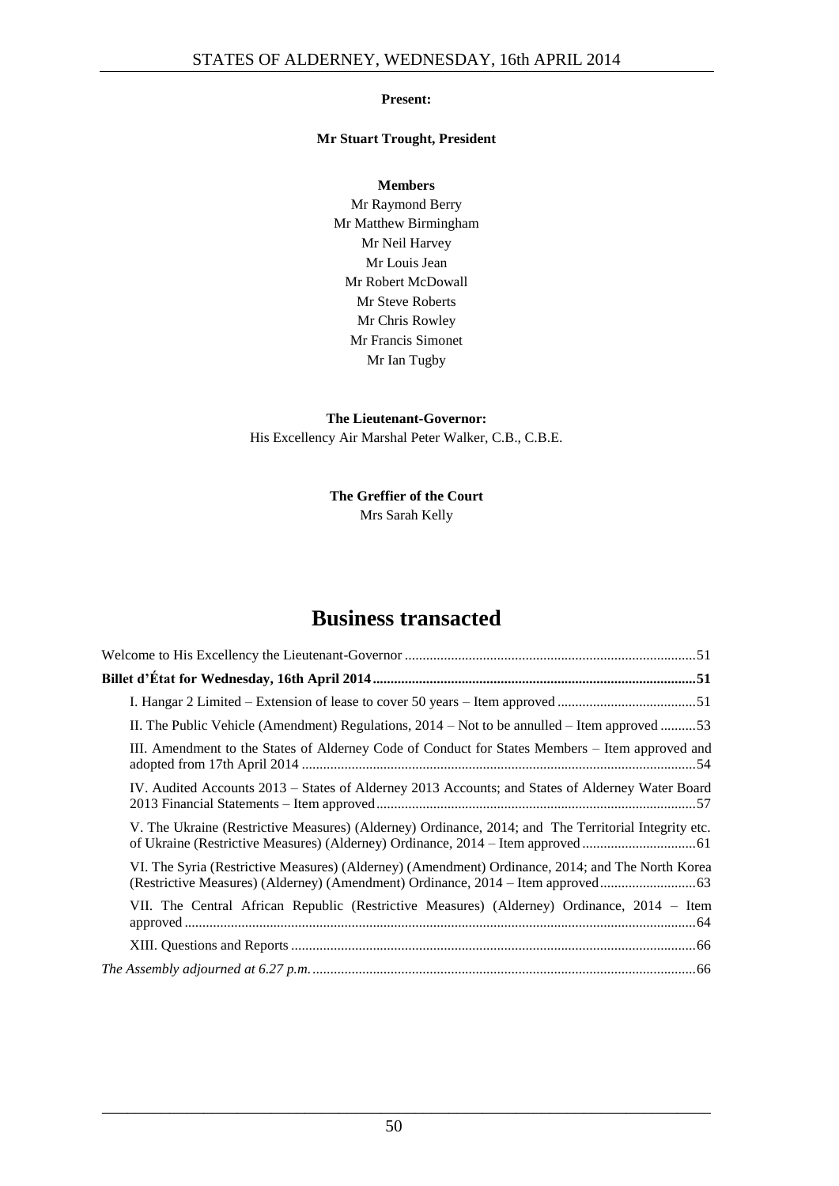**Present:**

**Mr Stuart Trought, President**

**Members**

Mr Raymond Berry
Mr Matthew Birmingham
Mr Neil Harvey
Mr Louis Jean
Mr Robert McDowall
Mr Steve Roberts
Mr Chris Rowley
Mr Francis Simonet
Mr Ian Tugby

**The Lieutenant-Governor:**
His Excellency Air Marshal Peter Walker, C.B., C.B.E.

**The Greffier of the Court**
Mrs Sarah Kelly

# Business transacted

Welcome to His Excellency the Lieutenant-Governor .....51

**Billet d'État for Wednesday, 16th April 2014 .....51**

I. Hangar 2 Limited – Extension of lease to cover 50 years – Item approved .....51

II. The Public Vehicle (Amendment) Regulations, 2014 – Not to be annulled – Item approved .....53

III. Amendment to the States of Alderney Code of Conduct for States Members – Item approved and adopted from 17th April 2014 .....54

IV. Audited Accounts 2013 – States of Alderney 2013 Accounts; and States of Alderney Water Board 2013 Financial Statements – Item approved .....57

V. The Ukraine (Restrictive Measures) (Alderney) Ordinance, 2014; and The Territorial Integrity etc. of Ukraine (Restrictive Measures) (Alderney) Ordinance, 2014 – Item approved .....61

VI. The Syria (Restrictive Measures) (Alderney) (Amendment) Ordinance, 2014; and The North Korea (Restrictive Measures) (Alderney) (Amendment) Ordinance, 2014 – Item approved .....63

VII. The Central African Republic (Restrictive Measures) (Alderney) Ordinance, 2014 – Item approved .....64

XIII. Questions and Reports .....66

*The Assembly adjourned at 6.27 p.m.* .....66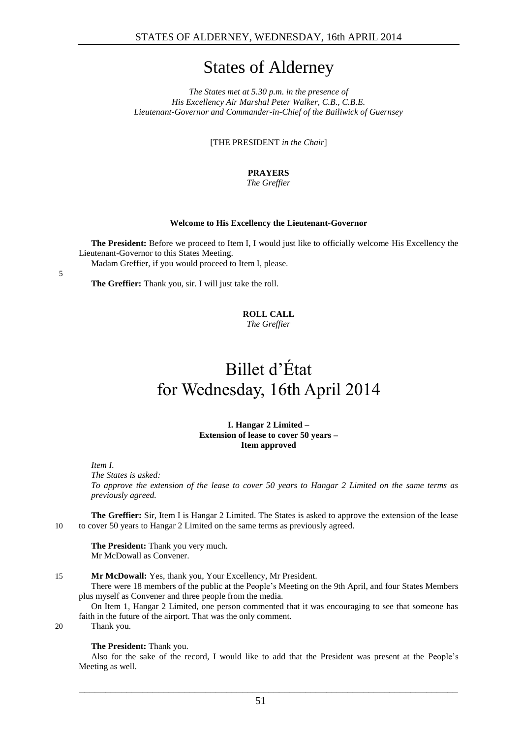# States of Alderney

*The States met at 5.30 p.m. in the presence of*
*His Excellency Air Marshal Peter Walker, C.B., C.B.E.*
*Lieutenant-Governor and Commander-in-Chief of the Bailiwick of Guernsey*

[THE PRESIDENT *in the Chair*]

**PRAYERS**
*The Greffier*

**Welcome to His Excellency the Lieutenant-Governor**

**The President:** Before we proceed to Item I, I would just like to officially welcome His Excellency the Lieutenant-Governor to this States Meeting.

Madam Greffier, if you would proceed to Item I, please.

**The Greffier:** Thank you, sir. I will just take the roll.

**ROLL CALL**
*The Greffier*

# Billet d'État for Wednesday, 16th April 2014

**I. Hangar 2 Limited – Extension of lease to cover 50 years – Item approved**

*Item I.*
*The States is asked:*
*To approve the extension of the lease to cover 50 years to Hangar 2 Limited on the same terms as previously agreed.*

**The Greffier:** Sir, Item I is Hangar 2 Limited. The States is asked to approve the extension of the lease to cover 50 years to Hangar 2 Limited on the same terms as previously agreed.

**The President:** Thank you very much.
Mr McDowall as Convener.

**Mr McDowall:** Yes, thank you, Your Excellency, Mr President.

There were 18 members of the public at the People's Meeting on the 9th April, and four States Members plus myself as Convener and three people from the media.

On Item 1, Hangar 2 Limited, one person commented that it was encouraging to see that someone has faith in the future of the airport. That was the only comment.

Thank you.

**The President:** Thank you.

Also for the sake of the record, I would like to add that the President was present at the People's Meeting as well.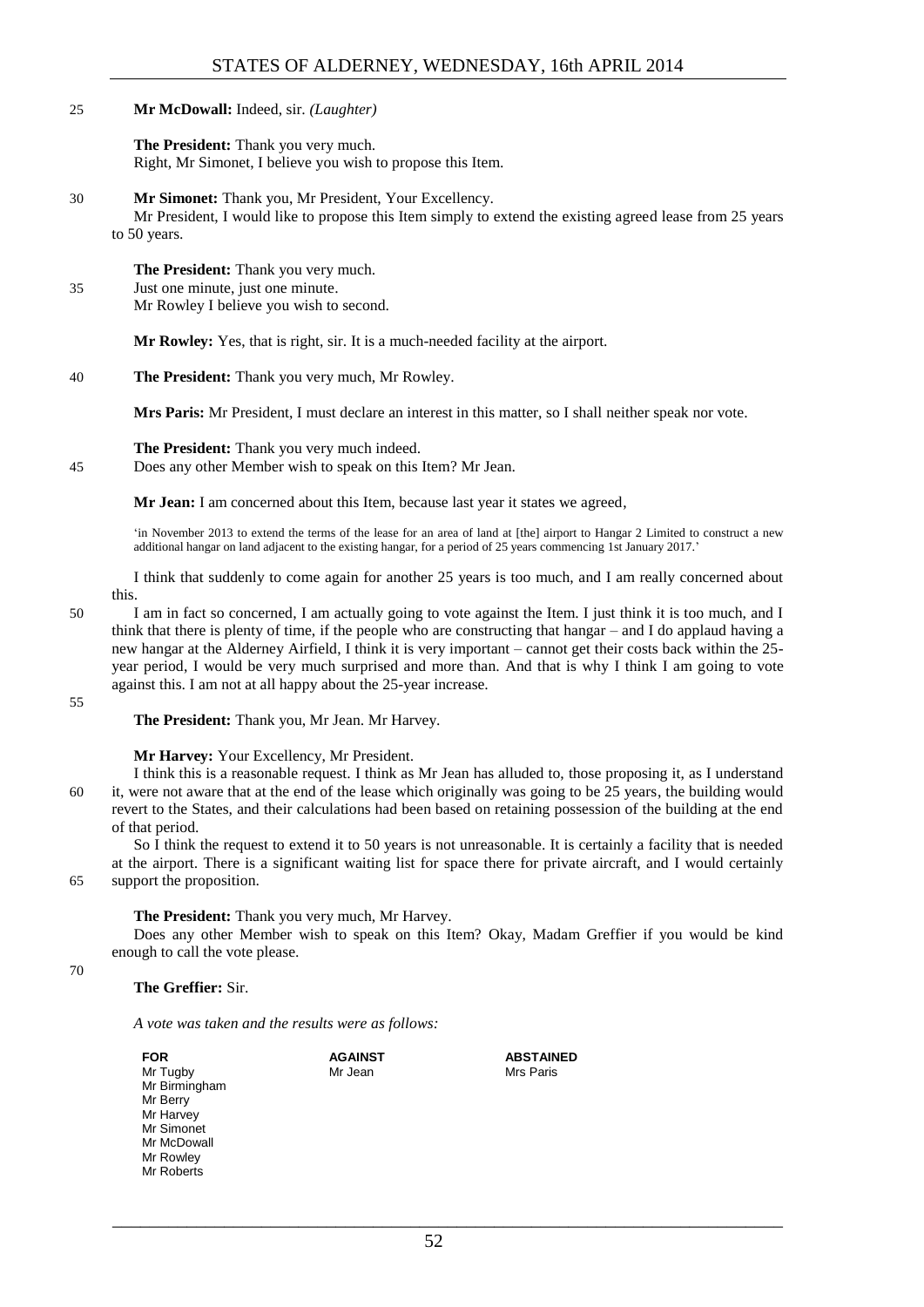**Mr McDowall:** Indeed, sir. *(Laughter)*

**The President:** Thank you very much.
Right, Mr Simonet, I believe you wish to propose this Item.

**Mr Simonet:** Thank you, Mr President, Your Excellency.
Mr President, I would like to propose this Item simply to extend the existing agreed lease from 25 years to 50 years.

**The President:** Thank you very much.
Just one minute, just one minute.
Mr Rowley I believe you wish to second.

**Mr Rowley:** Yes, that is right, sir. It is a much-needed facility at the airport.

**The President:** Thank you very much, Mr Rowley.

**Mrs Paris:** Mr President, I must declare an interest in this matter, so I shall neither speak nor vote.

**The President:** Thank you very much indeed.
Does any other Member wish to speak on this Item? Mr Jean.

**Mr Jean:** I am concerned about this Item, because last year it states we agreed,

> 'in November 2013 to extend the terms of the lease for an area of land at [the] airport to Hangar 2 Limited to construct a new additional hangar on land adjacent to the existing hangar, for a period of 25 years commencing 1st January 2017.'

I think that suddenly to come again for another 25 years is too much, and I am really concerned about this.

I am in fact so concerned, I am actually going to vote against the Item. I just think it is too much, and I think that there is plenty of time, if the people who are constructing that hangar – and I do applaud having a new hangar at the Alderney Airfield, I think it is very important – cannot get their costs back within the 25-year period, I would be very much surprised and more than. And that is why I think I am going to vote against this. I am not at all happy about the 25-year increase.

**The President:** Thank you, Mr Jean. Mr Harvey.

**Mr Harvey:** Your Excellency, Mr President.
I think this is a reasonable request. I think as Mr Jean has alluded to, those proposing it, as I understand it, were not aware that at the end of the lease which originally was going to be 25 years, the building would revert to the States, and their calculations had been based on retaining possession of the building at the end of that period.

So I think the request to extend it to 50 years is not unreasonable. It is certainly a facility that is needed at the airport. There is a significant waiting list for space there for private aircraft, and I would certainly support the proposition.

**The President:** Thank you very much, Mr Harvey.
Does any other Member wish to speak on this Item? Okay, Madam Greffier if you would be kind enough to call the vote please.

**The Greffier:** Sir.

*A vote was taken and the results were as follows:*

| FOR | AGAINST | ABSTAINED |
|---|---|---|
| Mr Tugby | Mr Jean | Mrs Paris |
| Mr Birmingham | | |
| Mr Berry | | |
| Mr Harvey | | |
| Mr Simonet | | |
| Mr McDowall | | |
| Mr Rowley | | |
| Mr Roberts | | |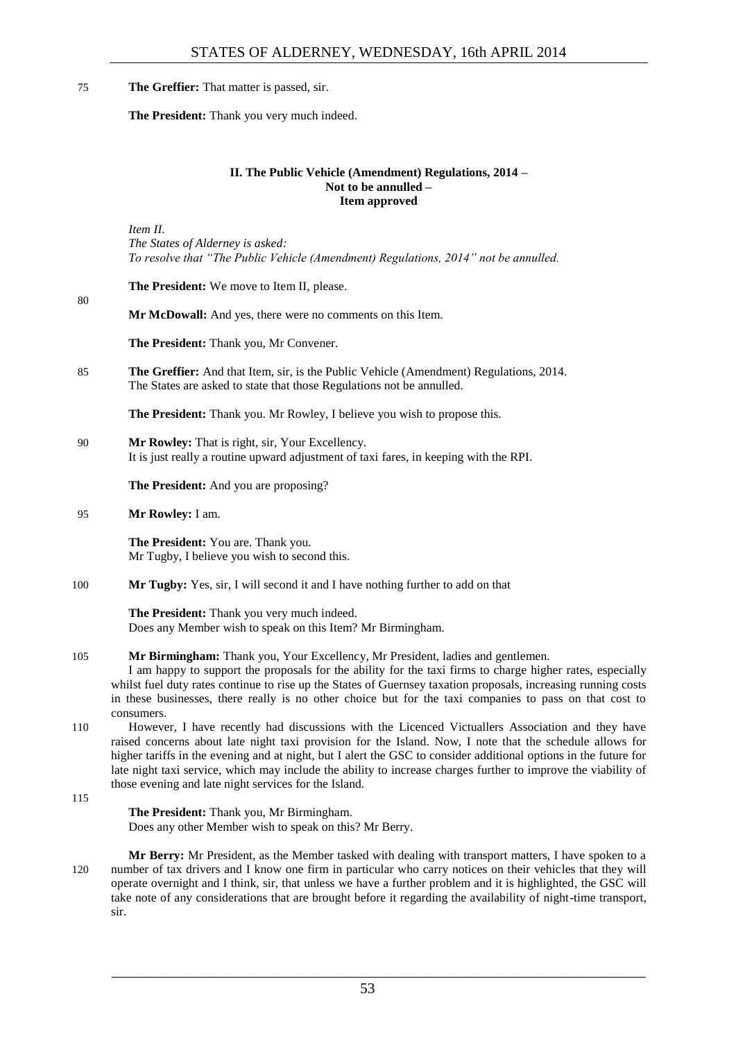**The Greffier:** That matter is passed, sir.

**The President:** Thank you very much indeed.

### II. The Public Vehicle (Amendment) Regulations, 2014 – Not to be annulled – Item approved

*Item II.*
*The States of Alderney is asked:*
*To resolve that "The Public Vehicle (Amendment) Regulations, 2014" not be annulled.*

**The President:** We move to Item II, please.

**Mr McDowall:** And yes, there were no comments on this Item.

**The President:** Thank you, Mr Convener.

**The Greffier:** And that Item, sir, is the Public Vehicle (Amendment) Regulations, 2014.
The States are asked to state that those Regulations not be annulled.

**The President:** Thank you. Mr Rowley, I believe you wish to propose this.

**Mr Rowley:** That is right, sir, Your Excellency.
It is just really a routine upward adjustment of taxi fares, in keeping with the RPI.

**The President:** And you are proposing?

**Mr Rowley:** I am.

**The President:** You are. Thank you.
Mr Tugby, I believe you wish to second this.

**Mr Tugby:** Yes, sir, I will second it and I have nothing further to add on that

**The President:** Thank you very much indeed.
Does any Member wish to speak on this Item? Mr Birmingham.

**Mr Birmingham:** Thank you, Your Excellency, Mr President, ladies and gentlemen.

I am happy to support the proposals for the ability for the taxi firms to charge higher rates, especially whilst fuel duty rates continue to rise up the States of Guernsey taxation proposals, increasing running costs in these businesses, there really is no other choice but for the taxi companies to pass on that cost to consumers.

However, I have recently had discussions with the Licenced Victuallers Association and they have raised concerns about late night taxi provision for the Island. Now, I note that the schedule allows for higher tariffs in the evening and at night, but I alert the GSC to consider additional options in the future for late night taxi service, which may include the ability to increase charges further to improve the viability of those evening and late night services for the Island.

**The President:** Thank you, Mr Birmingham.
Does any other Member wish to speak on this? Mr Berry.

**Mr Berry:** Mr President, as the Member tasked with dealing with transport matters, I have spoken to a number of tax drivers and I know one firm in particular who carry notices on their vehicles that they will operate overnight and I think, sir, that unless we have a further problem and it is highlighted, the GSC will take note of any considerations that are brought before it regarding the availability of night-time transport, sir.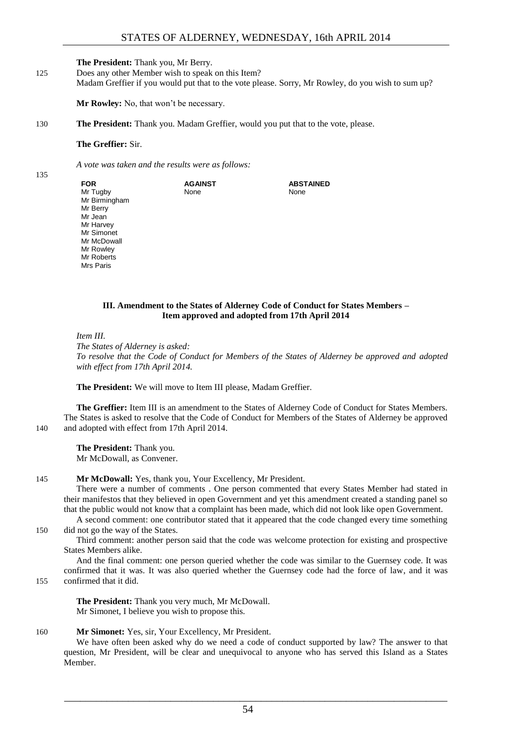**The President:** Thank you, Mr Berry.

Does any other Member wish to speak on this Item?

Madam Greffier if you would put that to the vote please. Sorry, Mr Rowley, do you wish to sum up?

**Mr Rowley:** No, that won't be necessary.

**The President:** Thank you. Madam Greffier, would you put that to the vote, please.

**The Greffier:** Sir.

*A vote was taken and the results were as follows:*

| FOR | AGAINST | ABSTAINED |
|---|---|---|
| Mr Tugby | None | None |
| Mr Birmingham | | |
| Mr Berry | | |
| Mr Jean | | |
| Mr Harvey | | |
| Mr Simonet | | |
| Mr McDowall | | |
| Mr Rowley | | |
| Mr Roberts | | |
| Mrs Paris | | |

### III. Amendment to the States of Alderney Code of Conduct for States Members – Item approved and adopted from 17th April 2014

*Item III.*

*The States of Alderney is asked:*

*To resolve that the Code of Conduct for Members of the States of Alderney be approved and adopted with effect from 17th April 2014.*

**The President:** We will move to Item III please, Madam Greffier.

**The Greffier:** Item III is an amendment to the States of Alderney Code of Conduct for States Members. The States is asked to resolve that the Code of Conduct for Members of the States of Alderney be approved and adopted with effect from 17th April 2014.

**The President:** Thank you.

Mr McDowall, as Convener.

**Mr McDowall:** Yes, thank you, Your Excellency, Mr President.

There were a number of comments . One person commented that every States Member had stated in their manifestos that they believed in open Government and yet this amendment created a standing panel so that the public would not know that a complaint has been made, which did not look like open Government.

A second comment: one contributor stated that it appeared that the code changed every time something did not go the way of the States.

Third comment: another person said that the code was welcome protection for existing and prospective States Members alike.

And the final comment: one person queried whether the code was similar to the Guernsey code. It was confirmed that it was. It was also queried whether the Guernsey code had the force of law, and it was confirmed that it did.

**The President:** Thank you very much, Mr McDowall.

Mr Simonet, I believe you wish to propose this.

**Mr Simonet:** Yes, sir, Your Excellency, Mr President.

We have often been asked why do we need a code of conduct supported by law? The answer to that question, Mr President, will be clear and unequivocal to anyone who has served this Island as a States Member.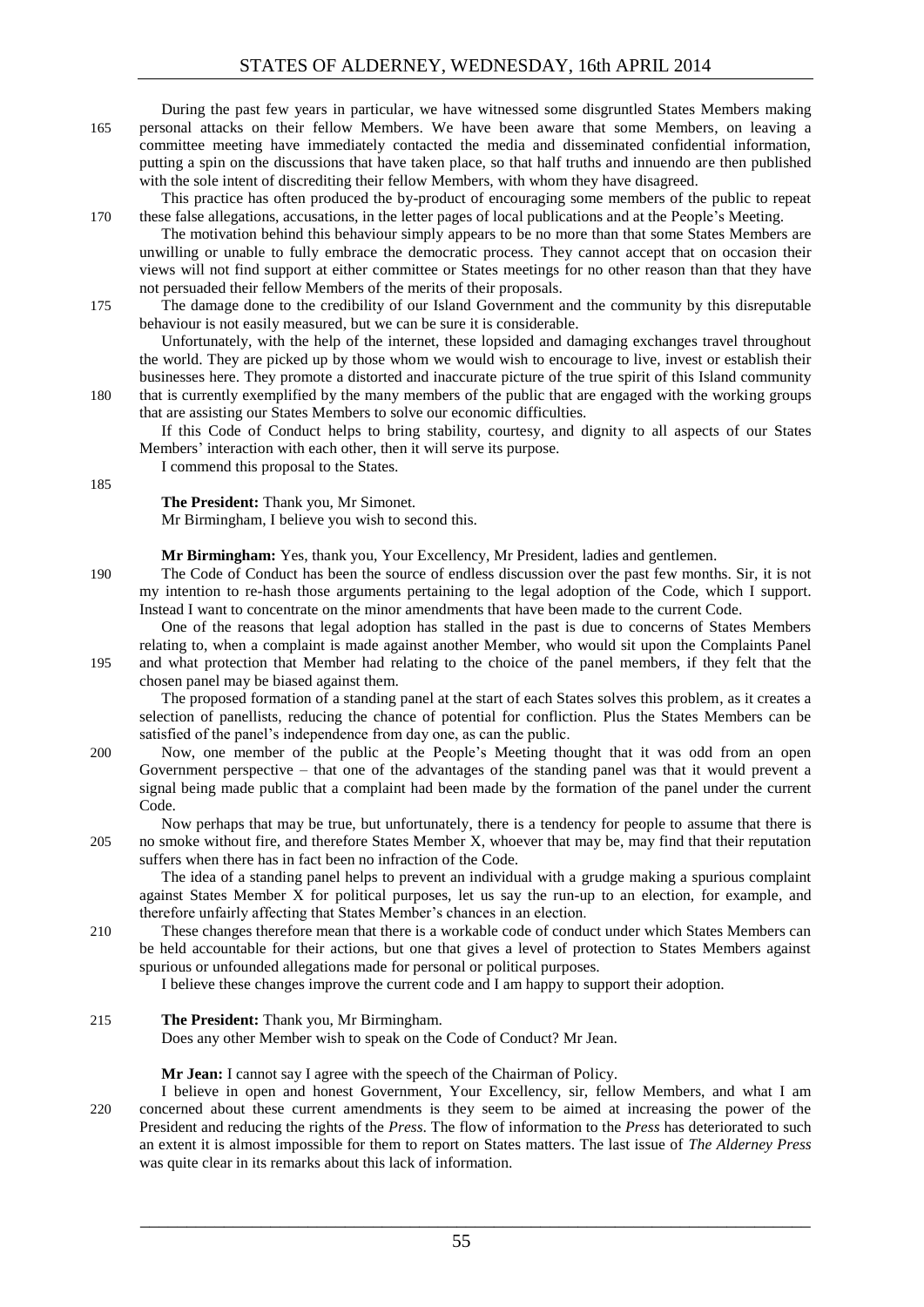During the past few years in particular, we have witnessed some disgruntled States Members making personal attacks on their fellow Members. We have been aware that some Members, on leaving a committee meeting have immediately contacted the media and disseminated confidential information, putting a spin on the discussions that have taken place, so that half truths and innuendo are then published with the sole intent of discrediting their fellow Members, with whom they have disagreed.

This practice has often produced the by-product of encouraging some members of the public to repeat these false allegations, accusations, in the letter pages of local publications and at the People's Meeting.

The motivation behind this behaviour simply appears to be no more than that some States Members are unwilling or unable to fully embrace the democratic process. They cannot accept that on occasion their views will not find support at either committee or States meetings for no other reason than that they have not persuaded their fellow Members of the merits of their proposals.

The damage done to the credibility of our Island Government and the community by this disreputable behaviour is not easily measured, but we can be sure it is considerable.

Unfortunately, with the help of the internet, these lopsided and damaging exchanges travel throughout the world. They are picked up by those whom we would wish to encourage to live, invest or establish their businesses here. They promote a distorted and inaccurate picture of the true spirit of this Island community that is currently exemplified by the many members of the public that are engaged with the working groups that are assisting our States Members to solve our economic difficulties.

If this Code of Conduct helps to bring stability, courtesy, and dignity to all aspects of our States Members' interaction with each other, then it will serve its purpose.

I commend this proposal to the States.

**The President:** Thank you, Mr Simonet.

Mr Birmingham, I believe you wish to second this.

**Mr Birmingham:** Yes, thank you, Your Excellency, Mr President, ladies and gentlemen.

The Code of Conduct has been the source of endless discussion over the past few months. Sir, it is not my intention to re-hash those arguments pertaining to the legal adoption of the Code, which I support. Instead I want to concentrate on the minor amendments that have been made to the current Code.

One of the reasons that legal adoption has stalled in the past is due to concerns of States Members relating to, when a complaint is made against another Member, who would sit upon the Complaints Panel and what protection that Member had relating to the choice of the panel members, if they felt that the chosen panel may be biased against them.

The proposed formation of a standing panel at the start of each States solves this problem, as it creates a selection of panellists, reducing the chance of potential for confliction. Plus the States Members can be satisfied of the panel's independence from day one, as can the public.

Now, one member of the public at the People's Meeting thought that it was odd from an open Government perspective – that one of the advantages of the standing panel was that it would prevent a signal being made public that a complaint had been made by the formation of the panel under the current Code.

Now perhaps that may be true, but unfortunately, there is a tendency for people to assume that there is no smoke without fire, and therefore States Member X, whoever that may be, may find that their reputation suffers when there has in fact been no infraction of the Code.

The idea of a standing panel helps to prevent an individual with a grudge making a spurious complaint against States Member X for political purposes, let us say the run-up to an election, for example, and therefore unfairly affecting that States Member's chances in an election.

These changes therefore mean that there is a workable code of conduct under which States Members can be held accountable for their actions, but one that gives a level of protection to States Members against spurious or unfounded allegations made for personal or political purposes.

I believe these changes improve the current code and I am happy to support their adoption.

**The President:** Thank you, Mr Birmingham.

Does any other Member wish to speak on the Code of Conduct? Mr Jean.

**Mr Jean:** I cannot say I agree with the speech of the Chairman of Policy.

I believe in open and honest Government, Your Excellency, sir, fellow Members, and what I am concerned about these current amendments is they seem to be aimed at increasing the power of the President and reducing the rights of the *Press*. The flow of information to the *Press* has deteriorated to such an extent it is almost impossible for them to report on States matters. The last issue of *The Alderney Press* was quite clear in its remarks about this lack of information.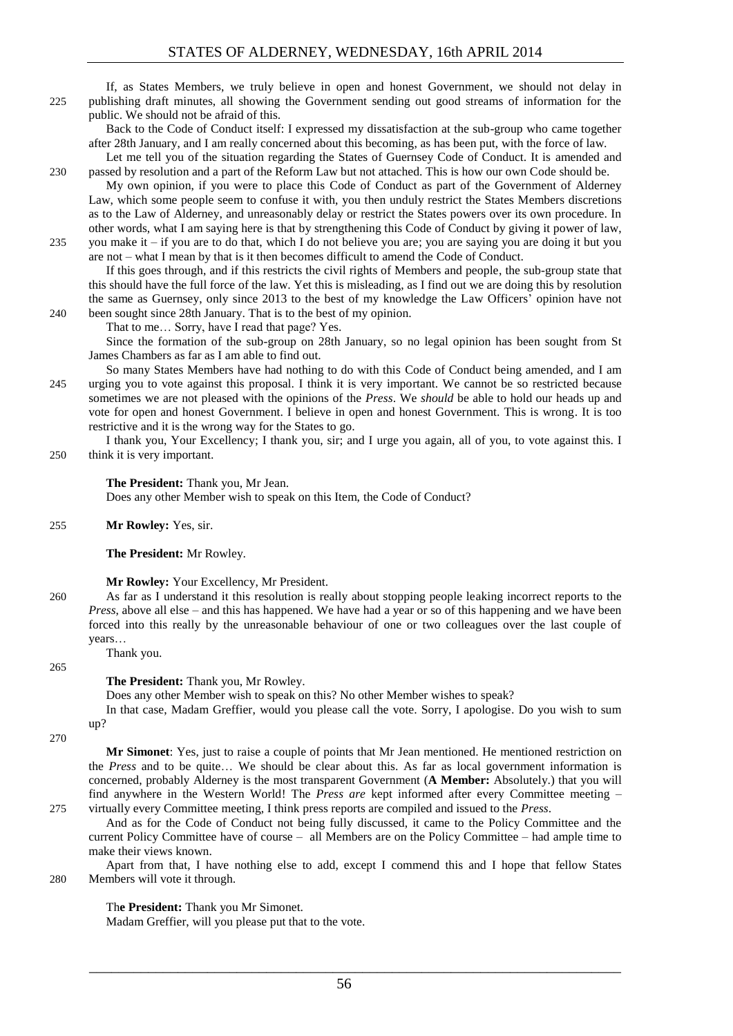If, as States Members, we truly believe in open and honest Government, we should not delay in publishing draft minutes, all showing the Government sending out good streams of information for the public. We should not be afraid of this.

Back to the Code of Conduct itself: I expressed my dissatisfaction at the sub-group who came together after 28th January, and I am really concerned about this becoming, as has been put, with the force of law.

Let me tell you of the situation regarding the States of Guernsey Code of Conduct. It is amended and passed by resolution and a part of the Reform Law but not attached. This is how our own Code should be.

My own opinion, if you were to place this Code of Conduct as part of the Government of Alderney Law, which some people seem to confuse it with, you then unduly restrict the States Members discretions as to the Law of Alderney, and unreasonably delay or restrict the States powers over its own procedure. In other words, what I am saying here is that by strengthening this Code of Conduct by giving it power of law, you make it – if you are to do that, which I do not believe you are; you are saying you are doing it but you are not – what I mean by that is it then becomes difficult to amend the Code of Conduct.

If this goes through, and if this restricts the civil rights of Members and people, the sub-group state that this should have the full force of the law. Yet this is misleading, as I find out we are doing this by resolution the same as Guernsey, only since 2013 to the best of my knowledge the Law Officers' opinion have not been sought since 28th January. That is to the best of my opinion.

That to me… Sorry, have I read that page? Yes.

Since the formation of the sub-group on 28th January, so no legal opinion has been sought from St James Chambers as far as I am able to find out.

So many States Members have had nothing to do with this Code of Conduct being amended, and I am urging you to vote against this proposal. I think it is very important. We cannot be so restricted because sometimes we are not pleased with the opinions of the *Press*. We *should* be able to hold our heads up and vote for open and honest Government. I believe in open and honest Government. This is wrong. It is too restrictive and it is the wrong way for the States to go.

I thank you, Your Excellency; I thank you, sir; and I urge you again, all of you, to vote against this. I think it is very important.

**The President:** Thank you, Mr Jean.

Does any other Member wish to speak on this Item, the Code of Conduct?

**Mr Rowley:** Yes, sir.

**The President:** Mr Rowley.

**Mr Rowley:** Your Excellency, Mr President.

As far as I understand it this resolution is really about stopping people leaking incorrect reports to the *Press*, above all else – and this has happened. We have had a year or so of this happening and we have been forced into this really by the unreasonable behaviour of one or two colleagues over the last couple of years…

Thank you.

**The President:** Thank you, Mr Rowley.

Does any other Member wish to speak on this? No other Member wishes to speak?

In that case, Madam Greffier, would you please call the vote. Sorry, I apologise. Do you wish to sum up?

**Mr Simonet**: Yes, just to raise a couple of points that Mr Jean mentioned. He mentioned restriction on the *Press* and to be quite… We should be clear about this. As far as local government information is concerned, probably Alderney is the most transparent Government (**A Member:** Absolutely.) that you will find anywhere in the Western World! The *Press are* kept informed after every Committee meeting – virtually every Committee meeting, I think press reports are compiled and issued to the *Press*.

And as for the Code of Conduct not being fully discussed, it came to the Policy Committee and the current Policy Committee have of course – all Members are on the Policy Committee – had ample time to make their views known.

Apart from that, I have nothing else to add, except I commend this and I hope that fellow States Members will vote it through.

**The President:** Thank you Mr Simonet.

Madam Greffier, will you please put that to the vote.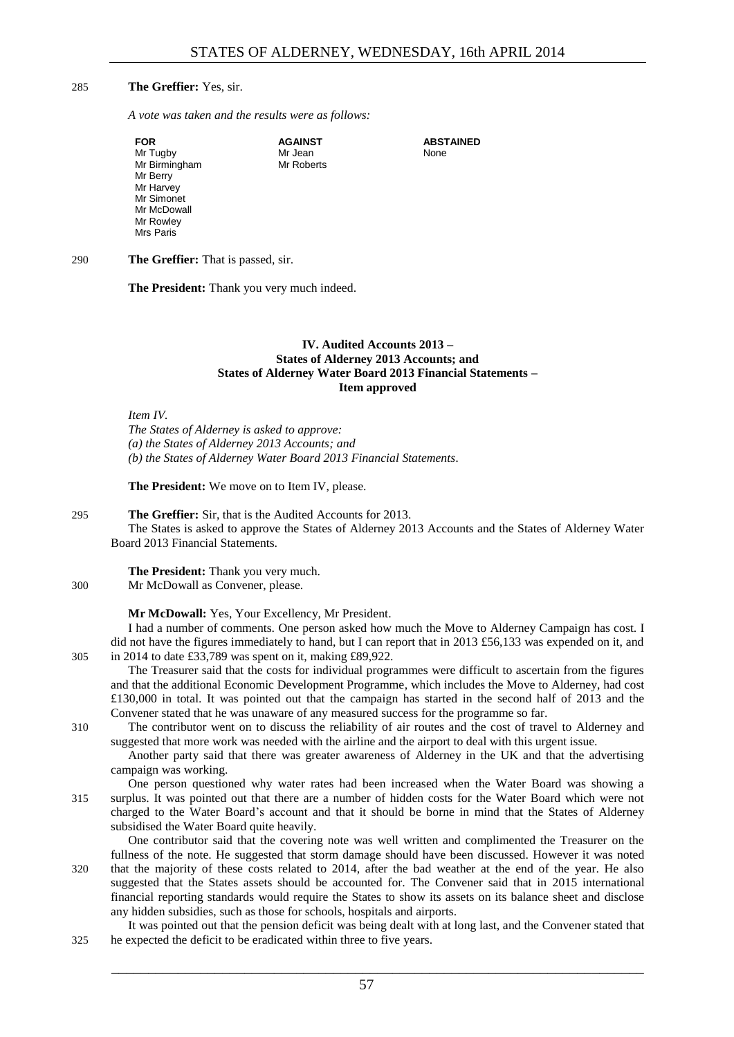285 **The Greffier:** Yes, sir.

*A vote was taken and the results were as follows:*

| FOR | AGAINST | ABSTAINED |
|---|---|---|
| Mr Tugby | Mr Jean | None |
| Mr Birmingham | Mr Roberts | |
| Mr Berry | | |
| Mr Harvey | | |
| Mr Simonet | | |
| Mr McDowall | | |
| Mr Rowley | | |
| Mrs Paris | | |

290 **The Greffier:** That is passed, sir.

**The President:** Thank you very much indeed.

## IV. Audited Accounts 2013 – States of Alderney 2013 Accounts; and States of Alderney Water Board 2013 Financial Statements – Item approved

*Item IV.*
*The States of Alderney is asked to approve:*
*(a) the States of Alderney 2013 Accounts; and*
*(b) the States of Alderney Water Board 2013 Financial Statements.*

**The President:** We move on to Item IV, please.

295 **The Greffier:** Sir, that is the Audited Accounts for 2013.

The States is asked to approve the States of Alderney 2013 Accounts and the States of Alderney Water Board 2013 Financial Statements.

**The President:** Thank you very much.

300 Mr McDowall as Convener, please.

**Mr McDowall:** Yes, Your Excellency, Mr President.

I had a number of comments. One person asked how much the Move to Alderney Campaign has cost. I did not have the figures immediately to hand, but I can report that in 2013 £56,133 was expended on it, and 305 in 2014 to date £33,789 was spent on it, making £89,922.

The Treasurer said that the costs for individual programmes were difficult to ascertain from the figures and that the additional Economic Development Programme, which includes the Move to Alderney, had cost £130,000 in total. It was pointed out that the campaign has started in the second half of 2013 and the Convener stated that he was unaware of any measured success for the programme so far.

310 The contributor went on to discuss the reliability of air routes and the cost of travel to Alderney and suggested that more work was needed with the airline and the airport to deal with this urgent issue.

Another party said that there was greater awareness of Alderney in the UK and that the advertising campaign was working.

One person questioned why water rates had been increased when the Water Board was showing a 315 surplus. It was pointed out that there are a number of hidden costs for the Water Board which were not charged to the Water Board's account and that it should be borne in mind that the States of Alderney subsidised the Water Board quite heavily.

One contributor said that the covering note was well written and complimented the Treasurer on the fullness of the note. He suggested that storm damage should have been discussed. However it was noted 320 that the majority of these costs related to 2014, after the bad weather at the end of the year. He also suggested that the States assets should be accounted for. The Convener said that in 2015 international financial reporting standards would require the States to show its assets on its balance sheet and disclose any hidden subsidies, such as those for schools, hospitals and airports.

It was pointed out that the pension deficit was being dealt with at long last, and the Convener stated that 325 he expected the deficit to be eradicated within three to five years.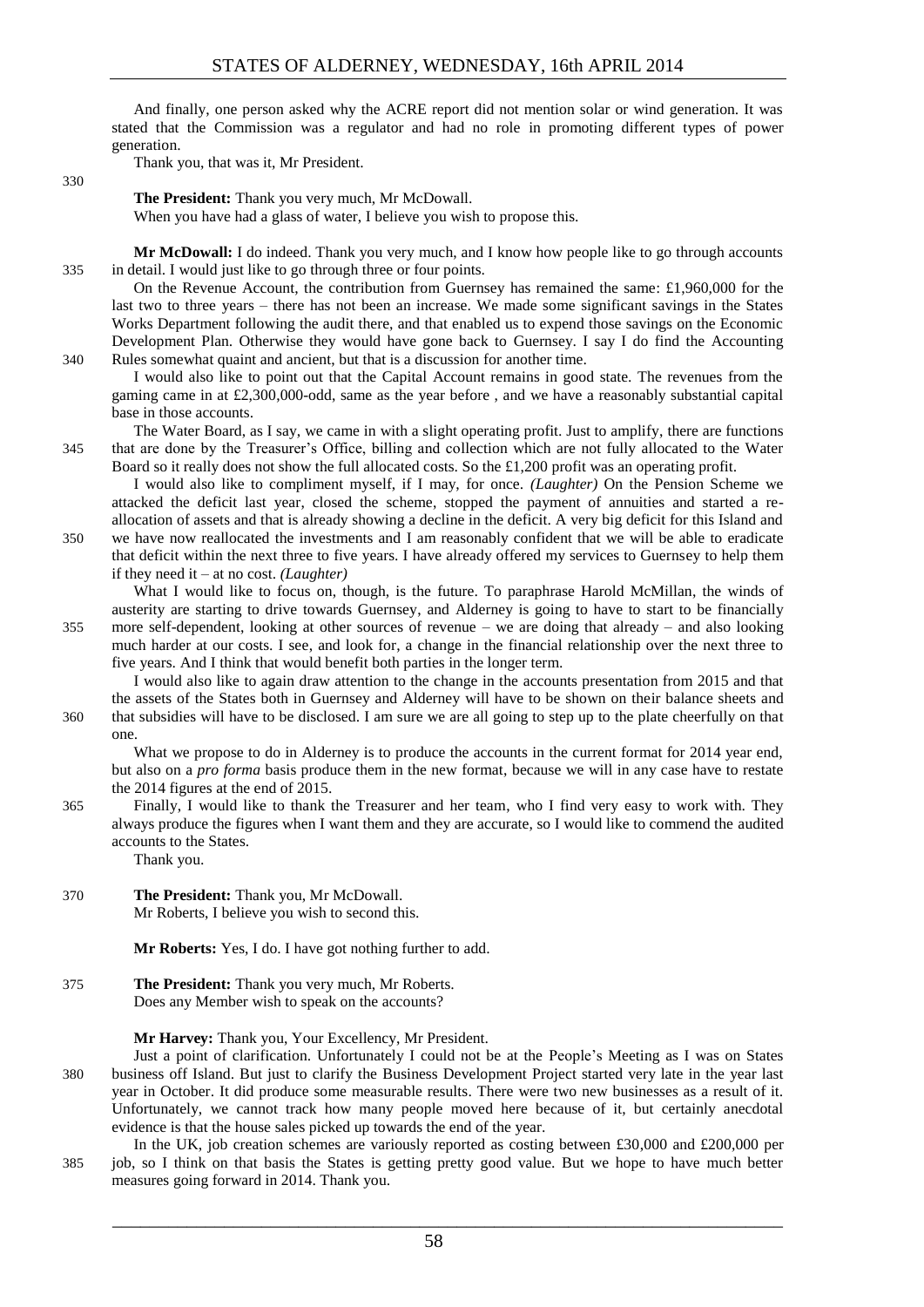And finally, one person asked why the ACRE report did not mention solar or wind generation. It was stated that the Commission was a regulator and had no role in promoting different types of power generation.

Thank you, that was it, Mr President.

**The President:** Thank you very much, Mr McDowall.

When you have had a glass of water, I believe you wish to propose this.

**Mr McDowall:** I do indeed. Thank you very much, and I know how people like to go through accounts in detail. I would just like to go through three or four points.

On the Revenue Account, the contribution from Guernsey has remained the same: £1,960,000 for the last two to three years – there has not been an increase. We made some significant savings in the States Works Department following the audit there, and that enabled us to expend those savings on the Economic Development Plan. Otherwise they would have gone back to Guernsey. I say I do find the Accounting Rules somewhat quaint and ancient, but that is a discussion for another time.

I would also like to point out that the Capital Account remains in good state. The revenues from the gaming came in at £2,300,000-odd, same as the year before , and we have a reasonably substantial capital base in those accounts.

The Water Board, as I say, we came in with a slight operating profit. Just to amplify, there are functions that are done by the Treasurer's Office, billing and collection which are not fully allocated to the Water Board so it really does not show the full allocated costs. So the £1,200 profit was an operating profit.

I would also like to compliment myself, if I may, for once. *(Laughter)* On the Pension Scheme we attacked the deficit last year, closed the scheme, stopped the payment of annuities and started a re-allocation of assets and that is already showing a decline in the deficit. A very big deficit for this Island and we have now reallocated the investments and I am reasonably confident that we will be able to eradicate that deficit within the next three to five years. I have already offered my services to Guernsey to help them if they need it – at no cost. *(Laughter)*

What I would like to focus on, though, is the future. To paraphrase Harold McMillan, the winds of austerity are starting to drive towards Guernsey, and Alderney is going to have to start to be financially more self-dependent, looking at other sources of revenue – we are doing that already – and also looking much harder at our costs. I see, and look for, a change in the financial relationship over the next three to five years. And I think that would benefit both parties in the longer term.

I would also like to again draw attention to the change in the accounts presentation from 2015 and that the assets of the States both in Guernsey and Alderney will have to be shown on their balance sheets and that subsidies will have to be disclosed. I am sure we are all going to step up to the plate cheerfully on that one.

What we propose to do in Alderney is to produce the accounts in the current format for 2014 year end, but also on a *pro forma* basis produce them in the new format, because we will in any case have to restate the 2014 figures at the end of 2015.

Finally, I would like to thank the Treasurer and her team, who I find very easy to work with. They always produce the figures when I want them and they are accurate, so I would like to commend the audited accounts to the States.

Thank you.

**The President:** Thank you, Mr McDowall.

Mr Roberts, I believe you wish to second this.

**Mr Roberts:** Yes, I do. I have got nothing further to add.

**The President:** Thank you very much, Mr Roberts.

Does any Member wish to speak on the accounts?

**Mr Harvey:** Thank you, Your Excellency, Mr President.

Just a point of clarification. Unfortunately I could not be at the People's Meeting as I was on States business off Island. But just to clarify the Business Development Project started very late in the year last year in October. It did produce some measurable results. There were two new businesses as a result of it. Unfortunately, we cannot track how many people moved here because of it, but certainly anecdotal evidence is that the house sales picked up towards the end of the year.

In the UK, job creation schemes are variously reported as costing between £30,000 and £200,000 per job, so I think on that basis the States is getting pretty good value. But we hope to have much better measures going forward in 2014. Thank you.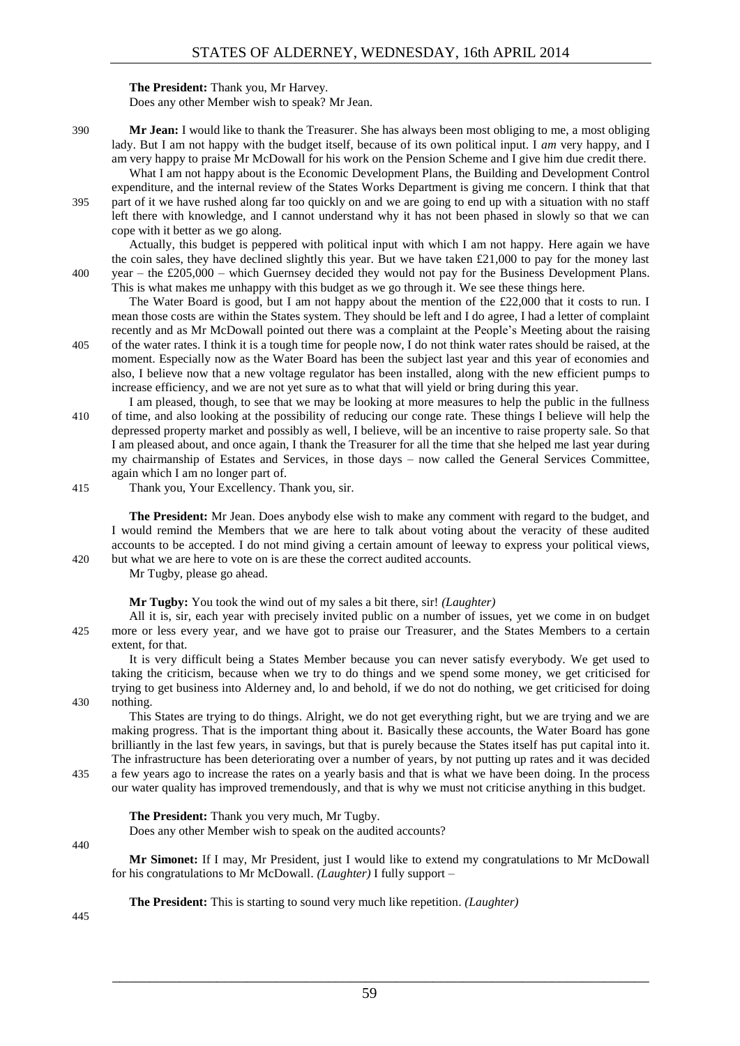**The President:** Thank you, Mr Harvey.
Does any other Member wish to speak? Mr Jean.

**Mr Jean:** I would like to thank the Treasurer. She has always been most obliging to me, a most obliging lady. But I am not happy with the budget itself, because of its own political input. I *am* very happy, and I am very happy to praise Mr McDowall for his work on the Pension Scheme and I give him due credit there.

What I am not happy about is the Economic Development Plans, the Building and Development Control expenditure, and the internal review of the States Works Department is giving me concern. I think that that part of it we have rushed along far too quickly on and we are going to end up with a situation with no staff left there with knowledge, and I cannot understand why it has not been phased in slowly so that we can cope with it better as we go along.

Actually, this budget is peppered with political input with which I am not happy. Here again we have the coin sales, they have declined slightly this year. But we have taken £21,000 to pay for the money last year – the £205,000 – which Guernsey decided they would not pay for the Business Development Plans. This is what makes me unhappy with this budget as we go through it. We see these things here.

The Water Board is good, but I am not happy about the mention of the £22,000 that it costs to run. I mean those costs are within the States system. They should be left and I do agree, I had a letter of complaint recently and as Mr McDowall pointed out there was a complaint at the People's Meeting about the raising of the water rates. I think it is a tough time for people now, I do not think water rates should be raised, at the moment. Especially now as the Water Board has been the subject last year and this year of economies and also, I believe now that a new voltage regulator has been installed, along with the new efficient pumps to increase efficiency, and we are not yet sure as to what that will yield or bring during this year.

I am pleased, though, to see that we may be looking at more measures to help the public in the fullness of time, and also looking at the possibility of reducing our conge rate. These things I believe will help the depressed property market and possibly as well, I believe, will be an incentive to raise property sale. So that I am pleased about, and once again, I thank the Treasurer for all the time that she helped me last year during my chairmanship of Estates and Services, in those days – now called the General Services Committee, again which I am no longer part of.

Thank you, Your Excellency. Thank you, sir.

**The President:** Mr Jean. Does anybody else wish to make any comment with regard to the budget, and I would remind the Members that we are here to talk about voting about the veracity of these audited accounts to be accepted. I do not mind giving a certain amount of leeway to express your political views, but what we are here to vote on is are these the correct audited accounts.

Mr Tugby, please go ahead.

**Mr Tugby:** You took the wind out of my sales a bit there, sir! *(Laughter)*

All it is, sir, each year with precisely invited public on a number of issues, yet we come in on budget more or less every year, and we have got to praise our Treasurer, and the States Members to a certain extent, for that.

It is very difficult being a States Member because you can never satisfy everybody. We get used to taking the criticism, because when we try to do things and we spend some money, we get criticised for trying to get business into Alderney and, lo and behold, if we do not do nothing, we get criticised for doing nothing.

This States are trying to do things. Alright, we do not get everything right, but we are trying and we are making progress. That is the important thing about it. Basically these accounts, the Water Board has gone brilliantly in the last few years, in savings, but that is purely because the States itself has put capital into it. The infrastructure has been deteriorating over a number of years, by not putting up rates and it was decided a few years ago to increase the rates on a yearly basis and that is what we have been doing. In the process our water quality has improved tremendously, and that is why we must not criticise anything in this budget.

**The President:** Thank you very much, Mr Tugby.
Does any other Member wish to speak on the audited accounts?

**Mr Simonet:** If I may, Mr President, just I would like to extend my congratulations to Mr McDowall for his congratulations to Mr McDowall. *(Laughter)* I fully support –

**The President:** This is starting to sound very much like repetition. *(Laughter)*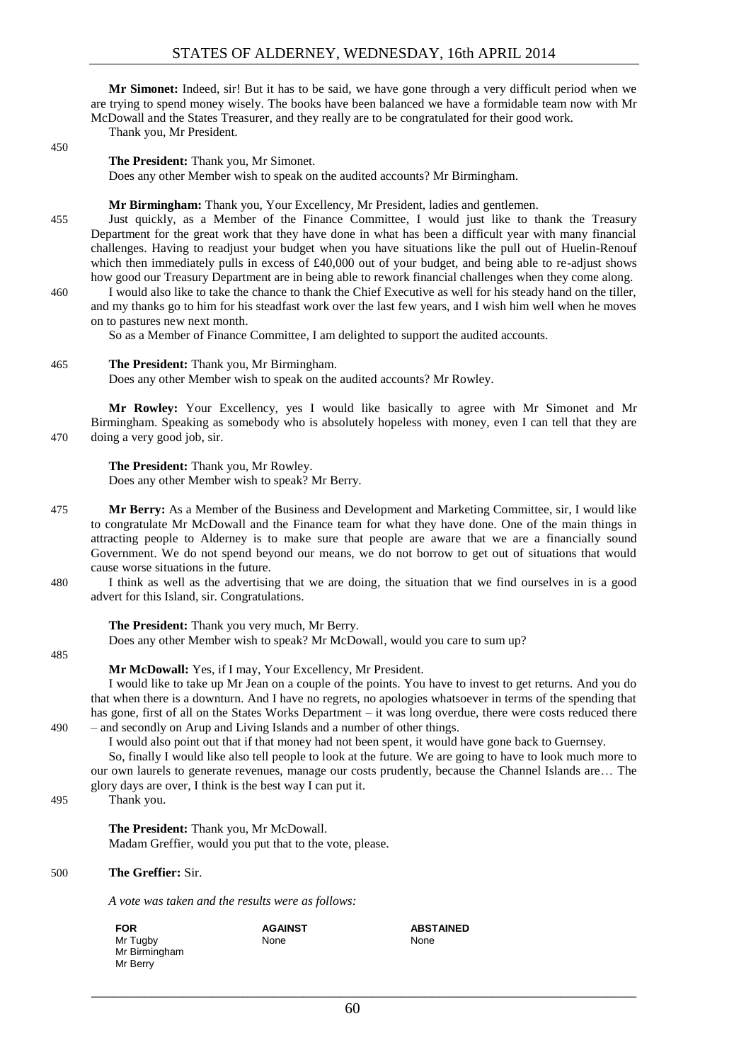**Mr Simonet:** Indeed, sir! But it has to be said, we have gone through a very difficult period when we are trying to spend money wisely. The books have been balanced we have a formidable team now with Mr McDowall and the States Treasurer, and they really are to be congratulated for their good work.

Thank you, Mr President.

**The President:** Thank you, Mr Simonet.

Does any other Member wish to speak on the audited accounts? Mr Birmingham.

**Mr Birmingham:** Thank you, Your Excellency, Mr President, ladies and gentlemen.

Just quickly, as a Member of the Finance Committee, I would just like to thank the Treasury Department for the great work that they have done in what has been a difficult year with many financial challenges. Having to readjust your budget when you have situations like the pull out of Huelin-Renouf which then immediately pulls in excess of £40,000 out of your budget, and being able to re-adjust shows how good our Treasury Department are in being able to rework financial challenges when they come along.

I would also like to take the chance to thank the Chief Executive as well for his steady hand on the tiller, and my thanks go to him for his steadfast work over the last few years, and I wish him well when he moves on to pastures new next month.

So as a Member of Finance Committee, I am delighted to support the audited accounts.

**The President:** Thank you, Mr Birmingham.

Does any other Member wish to speak on the audited accounts? Mr Rowley.

**Mr Rowley:** Your Excellency, yes I would like basically to agree with Mr Simonet and Mr Birmingham. Speaking as somebody who is absolutely hopeless with money, even I can tell that they are doing a very good job, sir.

**The President:** Thank you, Mr Rowley.

Does any other Member wish to speak? Mr Berry.

**Mr Berry:** As a Member of the Business and Development and Marketing Committee, sir, I would like to congratulate Mr McDowall and the Finance team for what they have done. One of the main things in attracting people to Alderney is to make sure that people are aware that we are a financially sound Government. We do not spend beyond our means, we do not borrow to get out of situations that would cause worse situations in the future.

I think as well as the advertising that we are doing, the situation that we find ourselves in is a good advert for this Island, sir. Congratulations.

**The President:** Thank you very much, Mr Berry.

Does any other Member wish to speak? Mr McDowall, would you care to sum up?

**Mr McDowall:** Yes, if I may, Your Excellency, Mr President.

I would like to take up Mr Jean on a couple of the points. You have to invest to get returns. And you do that when there is a downturn. And I have no regrets, no apologies whatsoever in terms of the spending that has gone, first of all on the States Works Department – it was long overdue, there were costs reduced there – and secondly on Arup and Living Islands and a number of other things.

I would also point out that if that money had not been spent, it would have gone back to Guernsey.

So, finally I would like also tell people to look at the future. We are going to have to look much more to our own laurels to generate revenues, manage our costs prudently, because the Channel Islands are… The glory days are over, I think is the best way I can put it.

Thank you.

**The President:** Thank you, Mr McDowall.

Madam Greffier, would you put that to the vote, please.

**The Greffier:** Sir.

*A vote was taken and the results were as follows:*

| FOR | AGAINST | ABSTAINED |
|---|---|---|
| Mr Tugby | None | None |
| Mr Birmingham | | |
| Mr Berry | | |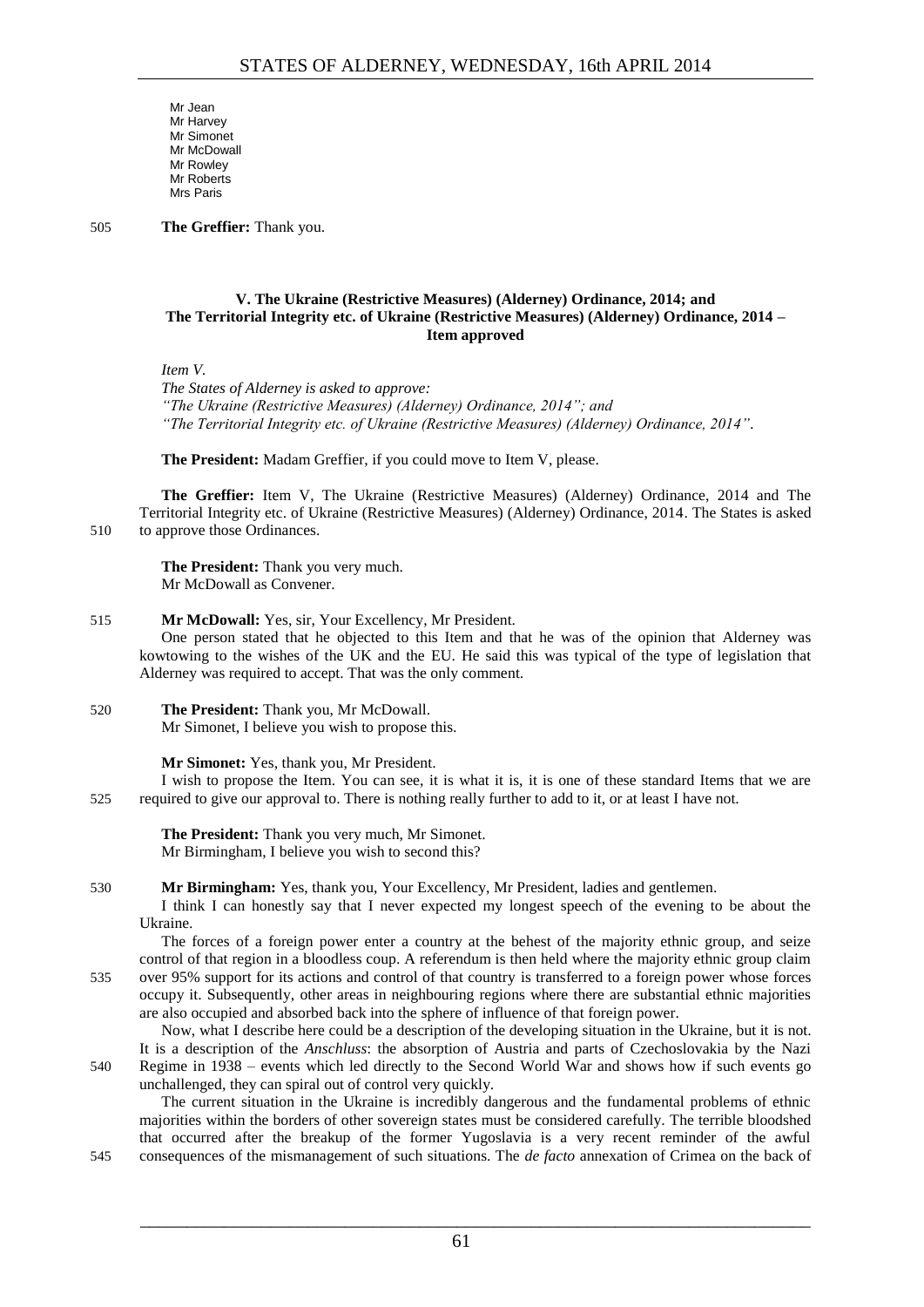Mr Jean
Mr Harvey
Mr Simonet
Mr McDowall
Mr Rowley
Mr Roberts
Mrs Paris

505 **The Greffier:** Thank you.

### V. The Ukraine (Restrictive Measures) (Alderney) Ordinance, 2014; and The Territorial Integrity etc. of Ukraine (Restrictive Measures) (Alderney) Ordinance, 2014 – Item approved

*Item V.*
*The States of Alderney is asked to approve:*
*"The Ukraine (Restrictive Measures) (Alderney) Ordinance, 2014"; and*
*"The Territorial Integrity etc. of Ukraine (Restrictive Measures) (Alderney) Ordinance, 2014".*

**The President:** Madam Greffier, if you could move to Item V, please.

**The Greffier:** Item V, The Ukraine (Restrictive Measures) (Alderney) Ordinance, 2014 and The Territorial Integrity etc. of Ukraine (Restrictive Measures) (Alderney) Ordinance, 2014. The States is asked 510 to approve those Ordinances.

**The President:** Thank you very much.
Mr McDowall as Convener.

515 **Mr McDowall:** Yes, sir, Your Excellency, Mr President.
One person stated that he objected to this Item and that he was of the opinion that Alderney was kowtowing to the wishes of the UK and the EU. He said this was typical of the type of legislation that Alderney was required to accept. That was the only comment.

520 **The President:** Thank you, Mr McDowall.
Mr Simonet, I believe you wish to propose this.

**Mr Simonet:** Yes, thank you, Mr President.
I wish to propose the Item. You can see, it is what it is, it is one of these standard Items that we are 525 required to give our approval to. There is nothing really further to add to it, or at least I have not.

**The President:** Thank you very much, Mr Simonet.
Mr Birmingham, I believe you wish to second this?

530 **Mr Birmingham:** Yes, thank you, Your Excellency, Mr President, ladies and gentlemen.
I think I can honestly say that I never expected my longest speech of the evening to be about the Ukraine.
The forces of a foreign power enter a country at the behest of the majority ethnic group, and seize control of that region in a bloodless coup. A referendum is then held where the majority ethnic group claim 535 over 95% support for its actions and control of that country is transferred to a foreign power whose forces occupy it. Subsequently, other areas in neighbouring regions where there are substantial ethnic majorities are also occupied and absorbed back into the sphere of influence of that foreign power.
Now, what I describe here could be a description of the developing situation in the Ukraine, but it is not. It is a description of the *Anschluss*: the absorption of Austria and parts of Czechoslovakia by the Nazi 540 Regime in 1938 – events which led directly to the Second World War and shows how if such events go unchallenged, they can spiral out of control very quickly.
The current situation in the Ukraine is incredibly dangerous and the fundamental problems of ethnic majorities within the borders of other sovereign states must be considered carefully. The terrible bloodshed that occurred after the breakup of the former Yugoslavia is a very recent reminder of the awful 545 consequences of the mismanagement of such situations. The *de facto* annexation of Crimea on the back of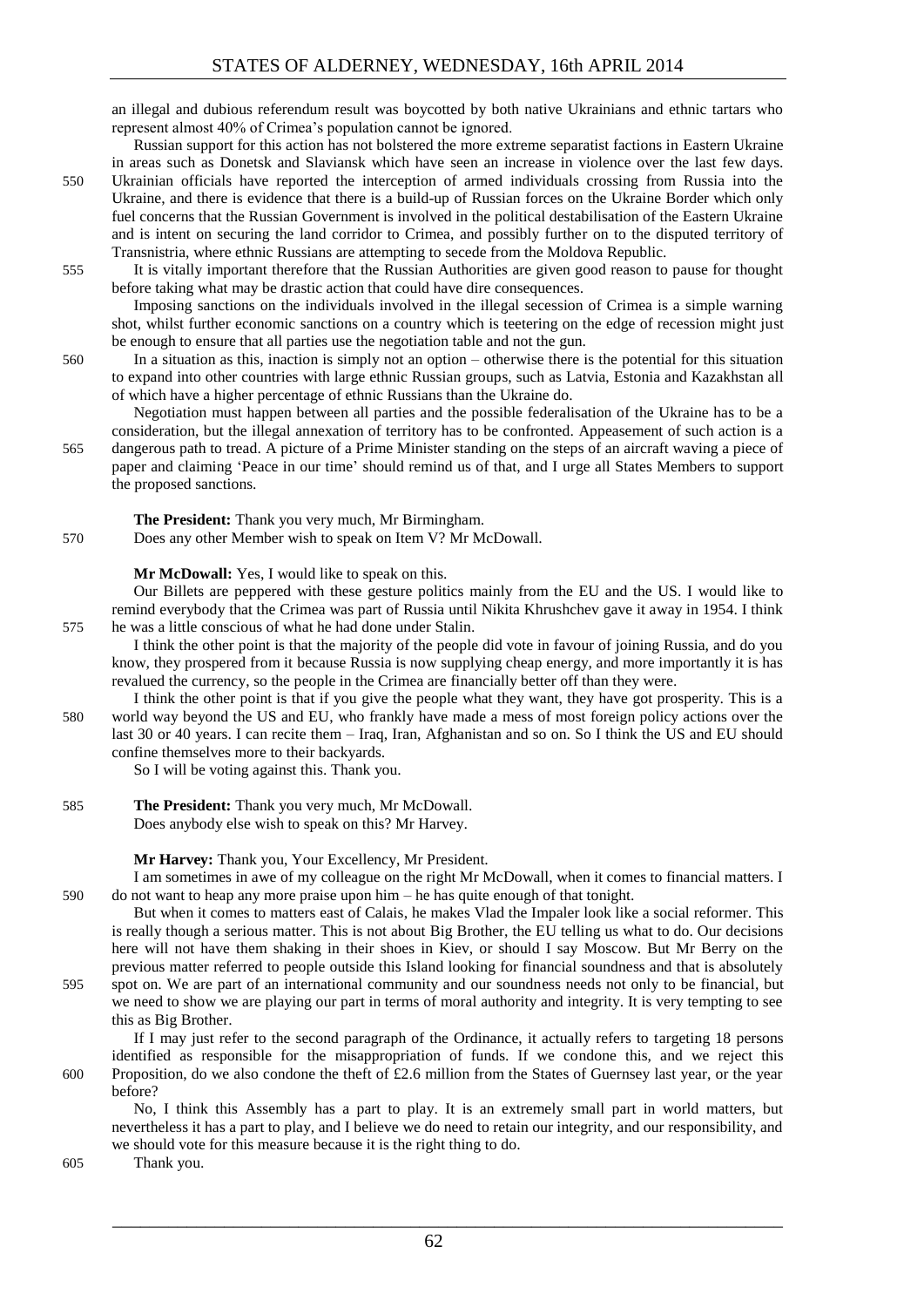an illegal and dubious referendum result was boycotted by both native Ukrainians and ethnic tartars who represent almost 40% of Crimea's population cannot be ignored.

Russian support for this action has not bolstered the more extreme separatist factions in Eastern Ukraine in areas such as Donetsk and Slaviansk which have seen an increase in violence over the last few days. Ukrainian officials have reported the interception of armed individuals crossing from Russia into the Ukraine, and there is evidence that there is a build-up of Russian forces on the Ukraine Border which only fuel concerns that the Russian Government is involved in the political destabilisation of the Eastern Ukraine and is intent on securing the land corridor to Crimea, and possibly further on to the disputed territory of Transnistria, where ethnic Russians are attempting to secede from the Moldova Republic.

It is vitally important therefore that the Russian Authorities are given good reason to pause for thought before taking what may be drastic action that could have dire consequences.

Imposing sanctions on the individuals involved in the illegal secession of Crimea is a simple warning shot, whilst further economic sanctions on a country which is teetering on the edge of recession might just be enough to ensure that all parties use the negotiation table and not the gun.

In a situation as this, inaction is simply not an option – otherwise there is the potential for this situation to expand into other countries with large ethnic Russian groups, such as Latvia, Estonia and Kazakhstan all of which have a higher percentage of ethnic Russians than the Ukraine do.

Negotiation must happen between all parties and the possible federalisation of the Ukraine has to be a consideration, but the illegal annexation of territory has to be confronted. Appeasement of such action is a dangerous path to tread. A picture of a Prime Minister standing on the steps of an aircraft waving a piece of paper and claiming 'Peace in our time' should remind us of that, and I urge all States Members to support the proposed sanctions.

**The President:** Thank you very much, Mr Birmingham.

Does any other Member wish to speak on Item V? Mr McDowall.

**Mr McDowall:** Yes, I would like to speak on this.

Our Billets are peppered with these gesture politics mainly from the EU and the US. I would like to remind everybody that the Crimea was part of Russia until Nikita Khrushchev gave it away in 1954. I think he was a little conscious of what he had done under Stalin.

I think the other point is that the majority of the people did vote in favour of joining Russia, and do you know, they prospered from it because Russia is now supplying cheap energy, and more importantly it is has revalued the currency, so the people in the Crimea are financially better off than they were.

I think the other point is that if you give the people what they want, they have got prosperity. This is a world way beyond the US and EU, who frankly have made a mess of most foreign policy actions over the last 30 or 40 years. I can recite them – Iraq, Iran, Afghanistan and so on. So I think the US and EU should confine themselves more to their backyards.

So I will be voting against this. Thank you.

**The President:** Thank you very much, Mr McDowall.

Does anybody else wish to speak on this? Mr Harvey.

**Mr Harvey:** Thank you, Your Excellency, Mr President.

I am sometimes in awe of my colleague on the right Mr McDowall, when it comes to financial matters. I do not want to heap any more praise upon him – he has quite enough of that tonight.

But when it comes to matters east of Calais, he makes Vlad the Impaler look like a social reformer. This is really though a serious matter. This is not about Big Brother, the EU telling us what to do. Our decisions here will not have them shaking in their shoes in Kiev, or should I say Moscow. But Mr Berry on the previous matter referred to people outside this Island looking for financial soundness and that is absolutely spot on. We are part of an international community and our soundness needs not only to be financial, but we need to show we are playing our part in terms of moral authority and integrity. It is very tempting to see this as Big Brother.

If I may just refer to the second paragraph of the Ordinance, it actually refers to targeting 18 persons identified as responsible for the misappropriation of funds. If we condone this, and we reject this Proposition, do we also condone the theft of £2.6 million from the States of Guernsey last year, or the year before?

No, I think this Assembly has a part to play. It is an extremely small part in world matters, but nevertheless it has a part to play, and I believe we do need to retain our integrity, and our responsibility, and we should vote for this measure because it is the right thing to do.

Thank you.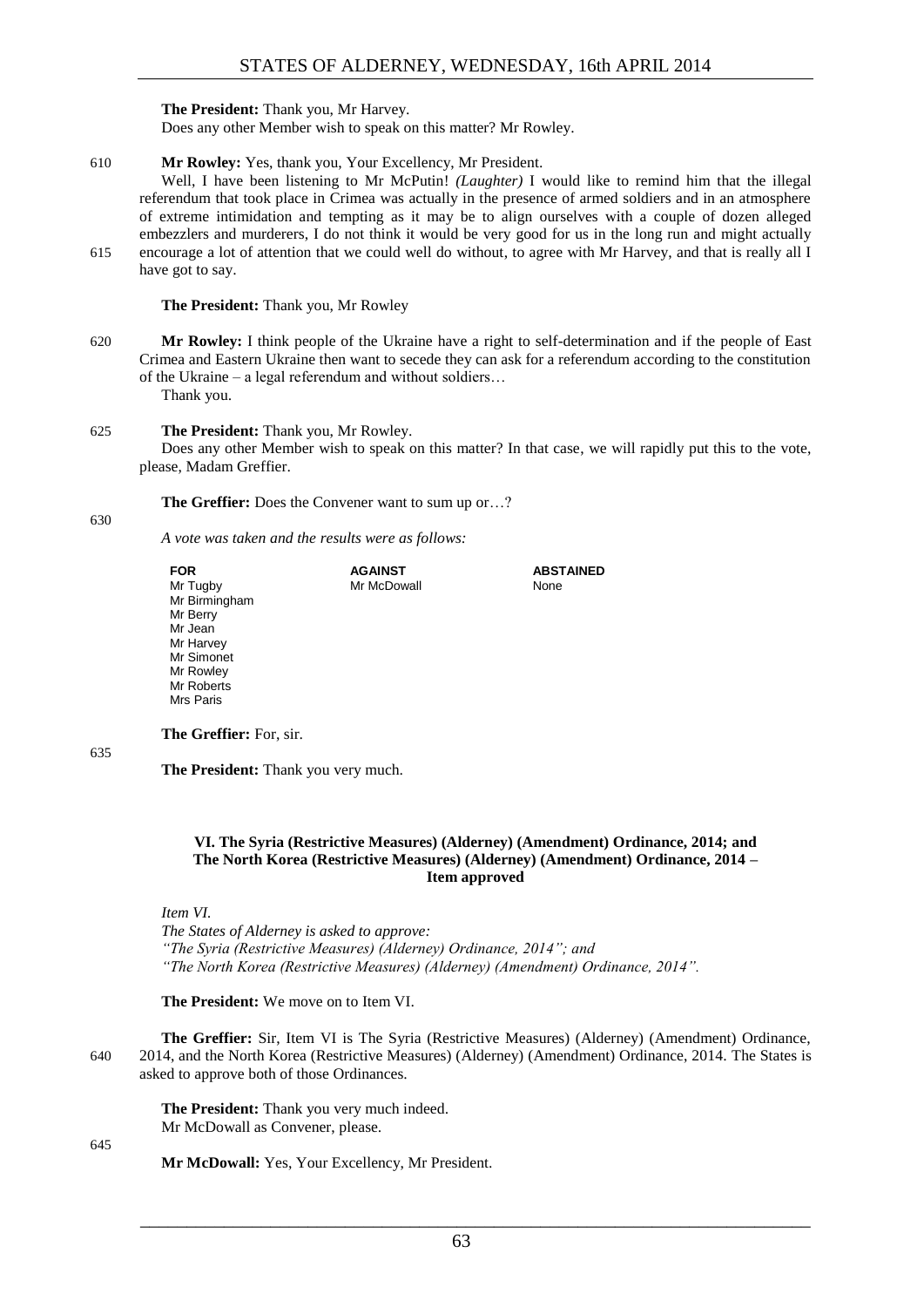**The President:** Thank you, Mr Harvey.

Does any other Member wish to speak on this matter? Mr Rowley.

**Mr Rowley:** Yes, thank you, Your Excellency, Mr President.

Well, I have been listening to Mr McPutin! *(Laughter)* I would like to remind him that the illegal referendum that took place in Crimea was actually in the presence of armed soldiers and in an atmosphere of extreme intimidation and tempting as it may be to align ourselves with a couple of dozen alleged embezzlers and murderers, I do not think it would be very good for us in the long run and might actually encourage a lot of attention that we could well do without, to agree with Mr Harvey, and that is really all I have got to say.

**The President:** Thank you, Mr Rowley

**Mr Rowley:** I think people of the Ukraine have a right to self-determination and if the people of East Crimea and Eastern Ukraine then want to secede they can ask for a referendum according to the constitution of the Ukraine – a legal referendum and without soldiers…

Thank you.

**The President:** Thank you, Mr Rowley.

Does any other Member wish to speak on this matter? In that case, we will rapidly put this to the vote, please, Madam Greffier.

**The Greffier:** Does the Convener want to sum up or…?

*A vote was taken and the results were as follows:*

| FOR | AGAINST | ABSTAINED |
|---|---|---|
| Mr Tugby | Mr McDowall | None |
| Mr Birmingham | | |
| Mr Berry | | |
| Mr Jean | | |
| Mr Harvey | | |
| Mr Simonet | | |
| Mr Rowley | | |
| Mr Roberts | | |
| Mrs Paris | | |

**The Greffier:** For, sir.

**The President:** Thank you very much.

### VI. The Syria (Restrictive Measures) (Alderney) (Amendment) Ordinance, 2014; and The North Korea (Restrictive Measures) (Alderney) (Amendment) Ordinance, 2014 – Item approved

*Item VI.*

*The States of Alderney is asked to approve:*

*"The Syria (Restrictive Measures) (Alderney) Ordinance, 2014"; and*

*"The North Korea (Restrictive Measures) (Alderney) (Amendment) Ordinance, 2014".*

**The President:** We move on to Item VI.

**The Greffier:** Sir, Item VI is The Syria (Restrictive Measures) (Alderney) (Amendment) Ordinance, 2014, and the North Korea (Restrictive Measures) (Alderney) (Amendment) Ordinance, 2014. The States is asked to approve both of those Ordinances.

**The President:** Thank you very much indeed.

Mr McDowall as Convener, please.

**Mr McDowall:** Yes, Your Excellency, Mr President.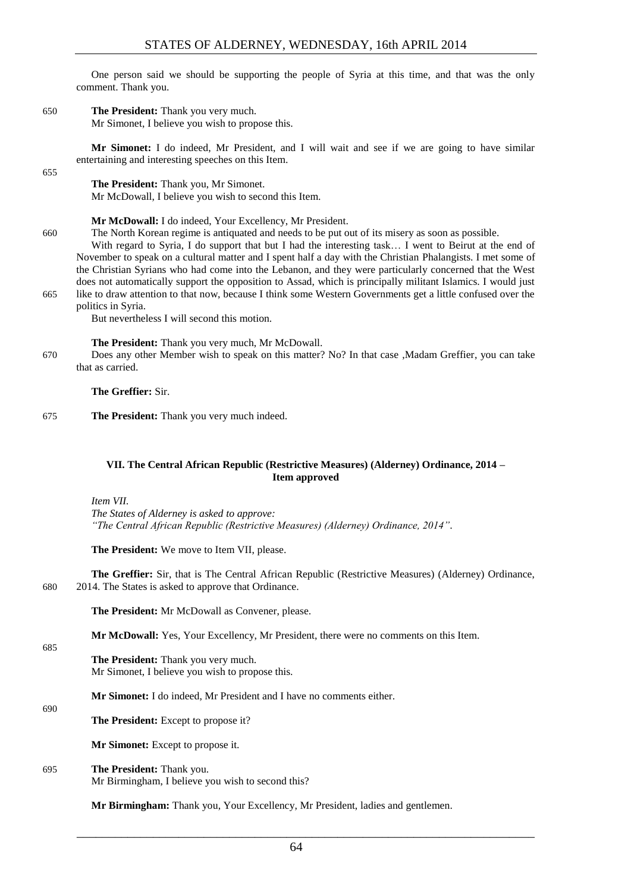One person said we should be supporting the people of Syria at this time, and that was the only comment. Thank you.

**The President:** Thank you very much.
Mr Simonet, I believe you wish to propose this.

**Mr Simonet:** I do indeed, Mr President, and I will wait and see if we are going to have similar entertaining and interesting speeches on this Item.

**The President:** Thank you, Mr Simonet.
Mr McDowall, I believe you wish to second this Item.

**Mr McDowall:** I do indeed, Your Excellency, Mr President.

The North Korean regime is antiquated and needs to be put out of its misery as soon as possible.

With regard to Syria, I do support that but I had the interesting task… I went to Beirut at the end of November to speak on a cultural matter and I spent half a day with the Christian Phalangists. I met some of the Christian Syrians who had come into the Lebanon, and they were particularly concerned that the West does not automatically support the opposition to Assad, which is principally militant Islamics. I would just like to draw attention to that now, because I think some Western Governments get a little confused over the politics in Syria.

But nevertheless I will second this motion.

**The President:** Thank you very much, Mr McDowall.

Does any other Member wish to speak on this matter? No? In that case ,Madam Greffier, you can take that as carried.

**The Greffier:** Sir.

**The President:** Thank you very much indeed.

### VII. The Central African Republic (Restrictive Measures) (Alderney) Ordinance, 2014 – Item approved

*Item VII.*
*The States of Alderney is asked to approve:*
*"The Central African Republic (Restrictive Measures) (Alderney) Ordinance, 2014".*

**The President:** We move to Item VII, please.

**The Greffier:** Sir, that is The Central African Republic (Restrictive Measures) (Alderney) Ordinance, 2014. The States is asked to approve that Ordinance.

**The President:** Mr McDowall as Convener, please.

**Mr McDowall:** Yes, Your Excellency, Mr President, there were no comments on this Item.

**The President:** Thank you very much.
Mr Simonet, I believe you wish to propose this.

**Mr Simonet:** I do indeed, Mr President and I have no comments either.

**The President:** Except to propose it?

**Mr Simonet:** Except to propose it.

**The President:** Thank you.
Mr Birmingham, I believe you wish to second this?

**Mr Birmingham:** Thank you, Your Excellency, Mr President, ladies and gentlemen.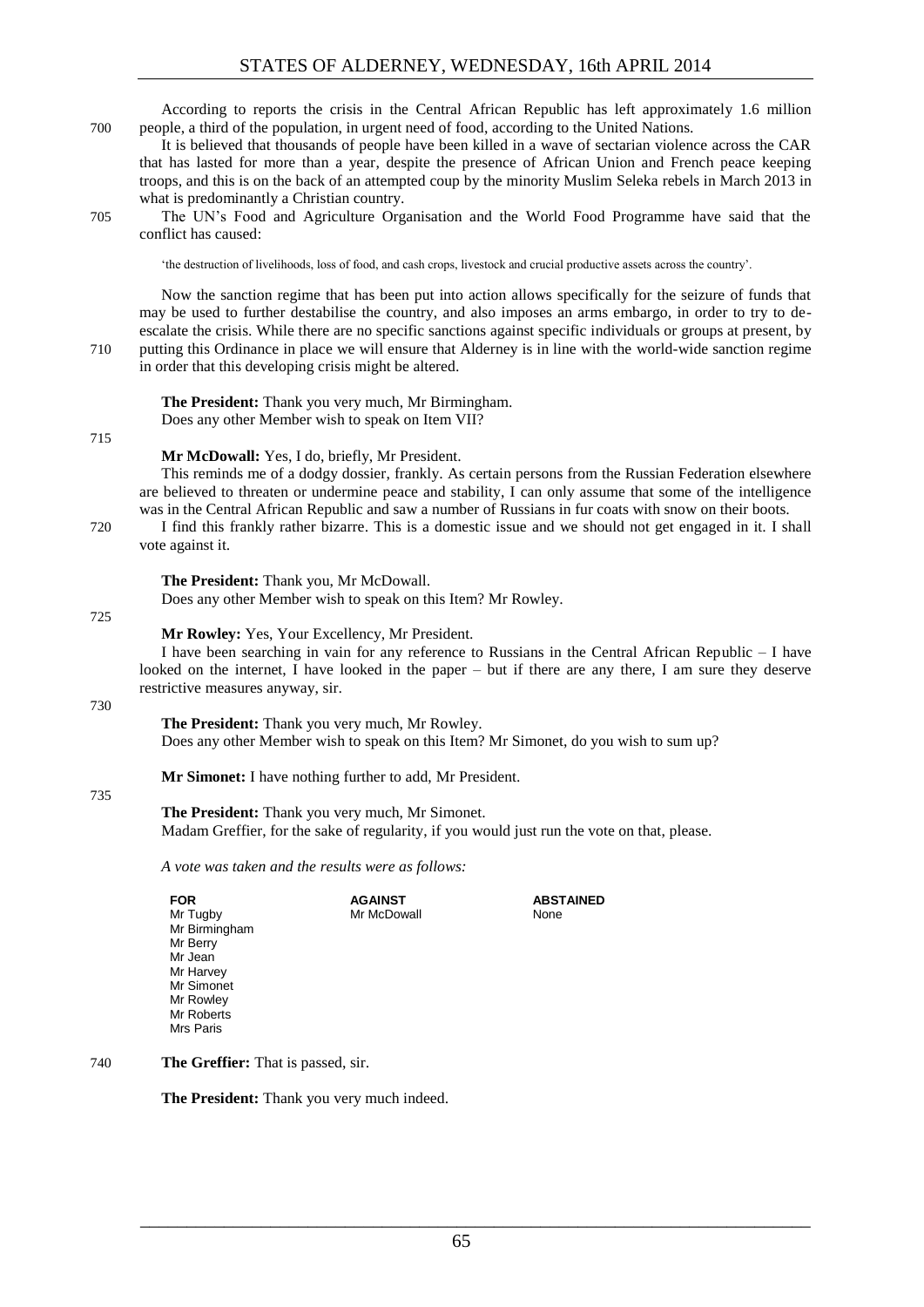According to reports the crisis in the Central African Republic has left approximately 1.6 million people, a third of the population, in urgent need of food, according to the United Nations.

It is believed that thousands of people have been killed in a wave of sectarian violence across the CAR that has lasted for more than a year, despite the presence of African Union and French peace keeping troops, and this is on the back of an attempted coup by the minority Muslim Seleka rebels in March 2013 in what is predominantly a Christian country.

The UN's Food and Agriculture Organisation and the World Food Programme have said that the conflict has caused:

> 'the destruction of livelihoods, loss of food, and cash crops, livestock and crucial productive assets across the country'.

Now the sanction regime that has been put into action allows specifically for the seizure of funds that may be used to further destabilise the country, and also imposes an arms embargo, in order to try to de-escalate the crisis. While there are no specific sanctions against specific individuals or groups at present, by putting this Ordinance in place we will ensure that Alderney is in line with the world-wide sanction regime in order that this developing crisis might be altered.

**The President:** Thank you very much, Mr Birmingham.
Does any other Member wish to speak on Item VII?

**Mr McDowall:** Yes, I do, briefly, Mr President.

This reminds me of a dodgy dossier, frankly. As certain persons from the Russian Federation elsewhere are believed to threaten or undermine peace and stability, I can only assume that some of the intelligence was in the Central African Republic and saw a number of Russians in fur coats with snow on their boots.

I find this frankly rather bizarre. This is a domestic issue and we should not get engaged in it. I shall vote against it.

**The President:** Thank you, Mr McDowall.
Does any other Member wish to speak on this Item? Mr Rowley.

**Mr Rowley:** Yes, Your Excellency, Mr President.

I have been searching in vain for any reference to Russians in the Central African Republic – I have looked on the internet, I have looked in the paper – but if there are any there, I am sure they deserve restrictive measures anyway, sir.

**The President:** Thank you very much, Mr Rowley.
Does any other Member wish to speak on this Item? Mr Simonet, do you wish to sum up?

**Mr Simonet:** I have nothing further to add, Mr President.

**The President:** Thank you very much, Mr Simonet.
Madam Greffier, for the sake of regularity, if you would just run the vote on that, please.

*A vote was taken and the results were as follows:*

| FOR | AGAINST | ABSTAINED |
|---|---|---|
| Mr Tugby | Mr McDowall | None |
| Mr Birmingham | | |
| Mr Berry | | |
| Mr Jean | | |
| Mr Harvey | | |
| Mr Simonet | | |
| Mr Rowley | | |
| Mr Roberts | | |
| Mrs Paris | | |

**The Greffier:** That is passed, sir.

**The President:** Thank you very much indeed.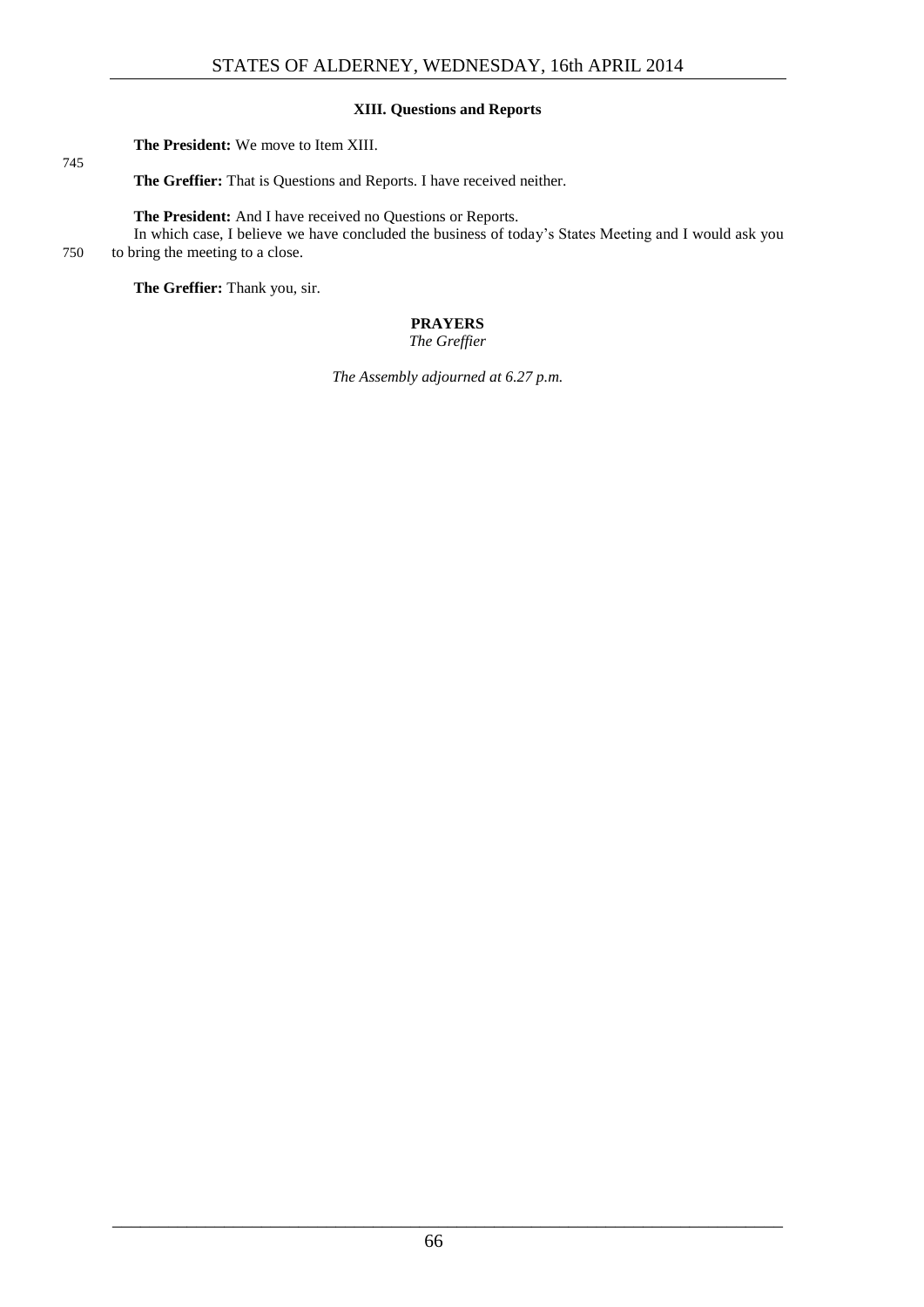**XIII. Questions and Reports**

**The President:** We move to Item XIII.

**The Greffier:** That is Questions and Reports. I have received neither.

**The President:** And I have received no Questions or Reports.

In which case, I believe we have concluded the business of today's States Meeting and I would ask you to bring the meeting to a close.

**The Greffier:** Thank you, sir.

**PRAYERS**

*The Greffier*

*The Assembly adjourned at 6.27 p.m.*